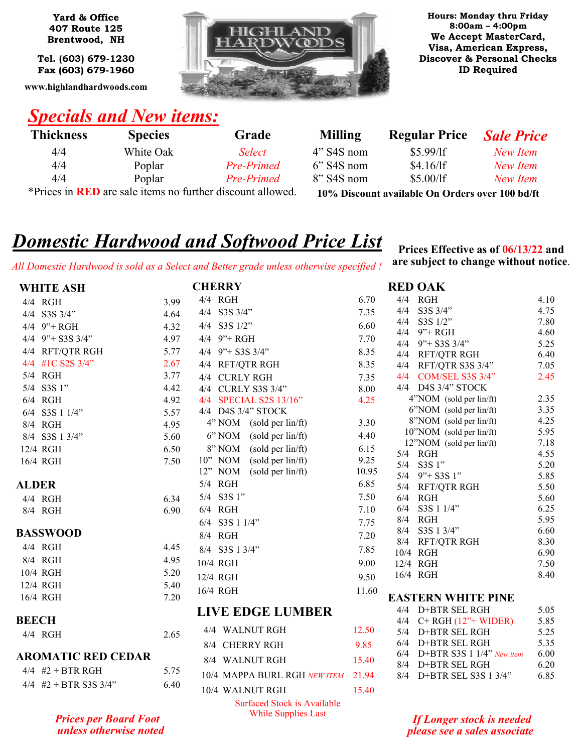Yard & Office
407 Route 125
Brentwood, NH

Tel. (603) 679-1230
Fax (603) 679-1960

www.highlandhardwoods.com

**HIGHLAND HARDWOODS**

**Hours: Monday thru Friday**
**8:00am – 4:00pm**
**We Accept MasterCard, Visa, American Express, Discover & Personal Checks**
**ID Required**

## *Specials and New items:*

| Thickness | Species | Grade | Milling | Regular Price | *Sale Price* |
|---|---|---|---|---|---|
| 4/4 | White Oak | *Select* | 4" S4S nom | $5.99/lf | *New Item* |
| 4/4 | Poplar | *Pre-Primed* | 6" S4S nom | $4.16/lf | *New Item* |
| 4/4 | Poplar | *Pre-Primed* | 8" S4S nom | $5.00/lf | *New Item* |

*Prices in **RED** are sale items no further discount allowed.

**10% Discount available On Orders over 100 bd/ft**

# *Domestic Hardwood and Softwood Price List*

**Prices Effective as of 06/13/22 and are subject to change without notice.**

*All Domestic Hardwood is sold as a Select and Better grade unless otherwise specified !*

### WHITE ASH

| | | |
|---|---|---|
| 4/4 | RGH | 3.99 |
| 4/4 | S3S 3/4" | 4.64 |
| 4/4 | 9"+ RGH | 4.32 |
| 4/4 | 9"+ S3S 3/4" | 4.97 |
| 4/4 | RFT/QTR RGH | 5.77 |
| 4/4 | #1C S2S 3/4" | 2.67 |
| 5/4 | RGH | 3.77 |
| 5/4 | S3S 1" | 4.42 |
| 6/4 | RGH | 4.92 |
| 6/4 | S3S 1 1/4" | 5.57 |
| 8/4 | RGH | 4.95 |
| 8/4 | S3S 1 3/4" | 5.60 |
| 12/4 | RGH | 6.50 |
| 16/4 | RGH | 7.50 |

### ALDER

| | | |
|---|---|---|
| 4/4 | RGH | 6.34 |
| 8/4 | RGH | 6.90 |

### BASSWOOD

| | | |
|---|---|---|
| 4/4 | RGH | 4.45 |
| 8/4 | RGH | 4.95 |
| 10/4 | RGH | 5.20 |
| 12/4 | RGH | 5.40 |
| 16/4 | RGH | 7.20 |

### BEECH

| | | |
|---|---|---|
| 4/4 | RGH | 2.65 |

### AROMATIC RED CEDAR

| | | |
|---|---|---|
| 4/4 | #2 + BTR RGH | 5.75 |
| 4/4 | #2 + BTR S3S 3/4" | 6.40 |

*Prices per Board Foot unless otherwise noted*

### CHERRY

| | | |
|---|---|---|
| 4/4 | RGH | 6.70 |
| 4/4 | S3S 3/4" | 7.35 |
| 4/4 | S3S 1/2" | 6.60 |
| 4/4 | 9"+ RGH | 7.70 |
| 4/4 | 9"+ S3S 3/4" | 8.35 |
| 4/4 | RFT/QTR RGH | 8.35 |
| 4/4 | CURLY RGH | 7.35 |
| 4/4 | CURLY S3S 3/4" | 8.00 |
| 4/4 | SPECIAL S2S 13/16" | 4.25 |
| 4/4 | D4S 3/4" STOCK | |
| | 4" NOM (sold per lin/ft) | 3.30 |
| | 6" NOM (sold per lin/ft) | 4.40 |
| | 8" NOM (sold per lin/ft) | 6.15 |
| | 10" NOM (sold per lin/ft) | 9.25 |
| | 12" NOM (sold per lin/ft) | 10.95 |
| 5/4 | RGH | 6.85 |
| 5/4 | S3S 1" | 7.50 |
| 6/4 | RGH | 7.10 |
| 6/4 | S3S 1 1/4" | 7.75 |
| 8/4 | RGH | 7.20 |
| 8/4 | S3S 1 3/4" | 7.85 |
| 10/4 | RGH | 9.00 |
| 12/4 | RGH | 9.50 |
| 16/4 | RGH | 11.60 |

### LIVE EDGE LUMBER

| | | |
|---|---|---|
| 4/4 | WALNUT RGH | 12.50 |
| 8/4 | CHERRY RGH | 9.85 |
| 8/4 | WALNUT RGH | 15.40 |
| 10/4 | MAPPA BURL RGH *NEW ITEM* | 21.94 |
| 10/4 | WALNUT RGH | 15.40 |

Surfaced Stock is Available While Supplies Last

### RED OAK

| | | |
|---|---|---|
| 4/4 | RGH | 4.10 |
| 4/4 | S3S 3/4" | 4.75 |
| 4/4 | S3S 1/2" | 7.80 |
| 4/4 | 9"+ RGH | 4.60 |
| 4/4 | 9"+ S3S 3/4" | 5.25 |
| 4/4 | RFT/QTR RGH | 6.40 |
| 4/4 | RFT/QTR S3S 3/4" | 7.05 |
| 4/4 | COM/SEL S3S 3/4" | 2.45 |
| 4/4 | D4S 3/4" STOCK | |
| | 4"NOM (sold per lin/ft) | 2.35 |
| | 6"NOM (sold per lin/ft) | 3.35 |
| | 8"NOM (sold per lin/ft) | 4.25 |
| | 10"NOM (sold per lin/ft) | 5.95 |
| | 12"NOM (sold per lin/ft) | 7.18 |
| 5/4 | RGH | 4.55 |
| 5/4 | S3S 1" | 5.20 |
| 5/4 | 9"+ S3S 1" | 5.85 |
| 5/4 | RFT/QTR RGH | 5.50 |
| 6/4 | RGH | 5.60 |
| 6/4 | S3S 1 1/4" | 6.25 |
| 8/4 | RGH | 5.95 |
| 8/4 | S3S 1 3/4" | 6.60 |
| 8/4 | RFT/QTR RGH | 8.30 |
| 10/4 | RGH | 6.90 |
| 12/4 | RGH | 7.50 |
| 16/4 | RGH | 8.40 |

### EASTERN WHITE PINE

| | | |
|---|---|---|
| 4/4 | D+BTR SEL RGH | 5.05 |
| 4/4 | C+ RGH (12"+ WIDER) | 5.85 |
| 5/4 | D+BTR SEL RGH | 5.25 |
| 6/4 | D+BTR SEL RGH | 5.35 |
| 6/4 | D+BTR S3S 1 1/4" *New item* | 6.00 |
| 8/4 | D+BTR SEL RGH | 6.20 |
| 8/4 | D+BTR SEL S3S 1 3/4" | 6.85 |

*If Longer stock is needed please see a sales associate*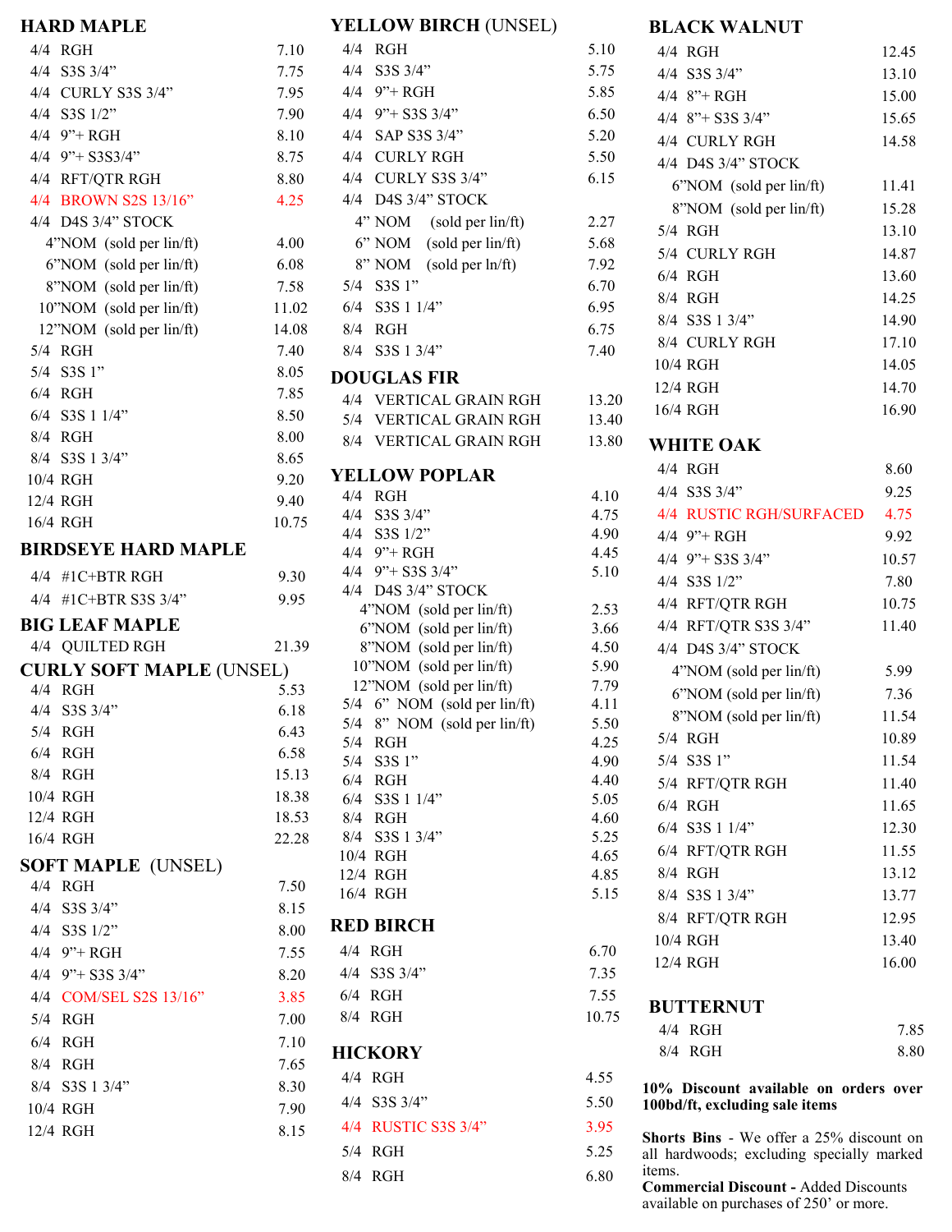## HARD MAPLE

| | |
|---|---|
| 4/4 RGH | 7.10 |
| 4/4 S3S 3/4” | 7.75 |
| 4/4 CURLY S3S 3/4” | 7.95 |
| 4/4 S3S 1/2” | 7.90 |
| 4/4 9”+ RGH | 8.10 |
| 4/4 9”+ S3S3/4” | 8.75 |
| 4/4 RFT/QTR RGH | 8.80 |
| 4/4 BROWN S2S 13/16” | 4.25 |
| 4/4 D4S 3/4” STOCK | |
| 4”NOM (sold per lin/ft) | 4.00 |
| 6”NOM (sold per lin/ft) | 6.08 |
| 8”NOM (sold per lin/ft) | 7.58 |
| 10”NOM (sold per lin/ft) | 11.02 |
| 12”NOM (sold per lin/ft) | 14.08 |
| 5/4 RGH | 7.40 |
| 5/4 S3S 1” | 8.05 |
| 6/4 RGH | 7.85 |
| 6/4 S3S 1 1/4” | 8.50 |
| 8/4 RGH | 8.00 |
| 8/4 S3S 1 3/4” | 8.65 |
| 10/4 RGH | 9.20 |
| 12/4 RGH | 9.40 |
| 16/4 RGH | 10.75 |

## BIRDSEYE HARD MAPLE

| | |
|---|---|
| 4/4 #1C+BTR RGH | 9.30 |
| 4/4 #1C+BTR S3S 3/4” | 9.95 |

## BIG LEAF MAPLE

| | |
|---|---|
| 4/4 QUILTED RGH | 21.39 |

## CURLY SOFT MAPLE (UNSEL)

| | |
|---|---|
| 4/4 RGH | 5.53 |
| 4/4 S3S 3/4” | 6.18 |
| 5/4 RGH | 6.43 |
| 6/4 RGH | 6.58 |
| 8/4 RGH | 15.13 |
| 10/4 RGH | 18.38 |
| 12/4 RGH | 18.53 |
| 16/4 RGH | 22.28 |

## SOFT MAPLE (UNSEL)

| | |
|---|---|
| 4/4 RGH | 7.50 |
| 4/4 S3S 3/4” | 8.15 |
| 4/4 S3S 1/2” | 8.00 |
| 4/4 9”+ RGH | 7.55 |
| 4/4 9”+ S3S 3/4” | 8.20 |
| 4/4 COM/SEL S2S 13/16” | 3.85 |
| 5/4 RGH | 7.00 |
| 6/4 RGH | 7.10 |
| 8/4 RGH | 7.65 |
| 8/4 S3S 1 3/4” | 8.30 |
| 10/4 RGH | 7.90 |
| 12/4 RGH | 8.15 |

## YELLOW BIRCH (UNSEL)

| | |
|---|---|
| 4/4 RGH | 5.10 |
| 4/4 S3S 3/4” | 5.75 |
| 4/4 9”+ RGH | 5.85 |
| 4/4 9”+ S3S 3/4” | 6.50 |
| 4/4 SAP S3S 3/4” | 5.20 |
| 4/4 CURLY RGH | 5.50 |
| 4/4 CURLY S3S 3/4” | 6.15 |
| 4/4 D4S 3/4” STOCK | |
| 4” NOM (sold per lin/ft) | 2.27 |
| 6” NOM (sold per lin/ft) | 5.68 |
| 8” NOM (sold per ln/ft) | 7.92 |
| 5/4 S3S 1” | 6.70 |
| 6/4 S3S 1 1/4” | 6.95 |
| 8/4 RGH | 6.75 |
| 8/4 S3S 1 3/4” | 7.40 |

## DOUGLAS FIR

| | |
|---|---|
| 4/4 VERTICAL GRAIN RGH | 13.20 |
| 5/4 VERTICAL GRAIN RGH | 13.40 |
| 8/4 VERTICAL GRAIN RGH | 13.80 |

## YELLOW POPLAR

| | |
|---|---|
| 4/4 RGH | 4.10 |
| 4/4 S3S 3/4” | 4.75 |
| 4/4 S3S 1/2” | 4.90 |
| 4/4 9”+ RGH | 4.45 |
| 4/4 9”+ S3S 3/4” | 5.10 |
| 4/4 D4S 3/4” STOCK | |
| 4”NOM (sold per lin/ft) | 2.53 |
| 6”NOM (sold per lin/ft) | 3.66 |
| 8”NOM (sold per lin/ft) | 4.50 |
| 10”NOM (sold per lin/ft) | 5.90 |
| 12”NOM (sold per lin/ft) | 7.79 |
| 5/4 6” NOM (sold per lin/ft) | 4.11 |
| 5/4 8” NOM (sold per lin/ft) | 5.50 |
| 5/4 RGH | 4.25 |
| 5/4 S3S 1” | 4.90 |
| 6/4 RGH | 4.40 |
| 6/4 S3S 1 1/4” | 5.05 |
| 8/4 RGH | 4.60 |
| 8/4 S3S 1 3/4” | 5.25 |
| 10/4 RGH | 4.65 |
| 12/4 RGH | 4.85 |
| 16/4 RGH | 5.15 |

## RED BIRCH

| | |
|---|---|
| 4/4 RGH | 6.70 |
| 4/4 S3S 3/4” | 7.35 |
| 6/4 RGH | 7.55 |
| 8/4 RGH | 10.75 |

## HICKORY

| | |
|---|---|
| 4/4 RGH | 4.55 |
| 4/4 S3S 3/4” | 5.50 |
| 4/4 RUSTIC S3S 3/4” | 3.95 |
| 5/4 RGH | 5.25 |
| 8/4 RGH | 6.80 |

## BLACK WALNUT

| | |
|---|---|
| 4/4 RGH | 12.45 |
| 4/4 S3S 3/4” | 13.10 |
| 4/4 8”+ RGH | 15.00 |
| 4/4 8”+ S3S 3/4” | 15.65 |
| 4/4 CURLY RGH | 14.58 |
| 4/4 D4S 3/4” STOCK | |
| 6”NOM (sold per lin/ft) | 11.41 |
| 8”NOM (sold per lin/ft) | 15.28 |
| 5/4 RGH | 13.10 |
| 5/4 CURLY RGH | 14.87 |
| 6/4 RGH | 13.60 |
| 8/4 RGH | 14.25 |
| 8/4 S3S 1 3/4” | 14.90 |
| 8/4 CURLY RGH | 17.10 |
| 10/4 RGH | 14.05 |
| 12/4 RGH | 14.70 |
| 16/4 RGH | 16.90 |

## WHITE OAK

| | |
|---|---|
| 4/4 RGH | 8.60 |
| 4/4 S3S 3/4” | 9.25 |
| 4/4 RUSTIC RGH/SURFACED | 4.75 |
| 4/4 9”+ RGH | 9.92 |
| 4/4 9”+ S3S 3/4” | 10.57 |
| 4/4 S3S 1/2” | 7.80 |
| 4/4 RFT/QTR RGH | 10.75 |
| 4/4 RFT/QTR S3S 3/4” | 11.40 |
| 4/4 D4S 3/4” STOCK | |
| 4”NOM (sold per lin/ft) | 5.99 |
| 6”NOM (sold per lin/ft) | 7.36 |
| 8”NOM (sold per lin/ft) | 11.54 |
| 5/4 RGH | 10.89 |
| 5/4 S3S 1” | 11.54 |
| 5/4 RFT/QTR RGH | 11.40 |
| 6/4 RGH | 11.65 |
| 6/4 S3S 1 1/4” | 12.30 |
| 6/4 RFT/QTR RGH | 11.55 |
| 8/4 RGH | 13.12 |
| 8/4 S3S 1 3/4” | 13.77 |
| 8/4 RFT/QTR RGH | 12.95 |
| 10/4 RGH | 13.40 |
| 12/4 RGH | 16.00 |

## BUTTERNUT

| | |
|---|---|
| 4/4 RGH | 7.85 |
| 8/4 RGH | 8.80 |

**10% Discount available on orders over 100bd/ft, excluding sale items**

**Shorts Bins** - We offer a 25% discount on all hardwoods; excluding specially marked items.

**Commercial Discount -** Added Discounts available on purchases of 250’ or more.